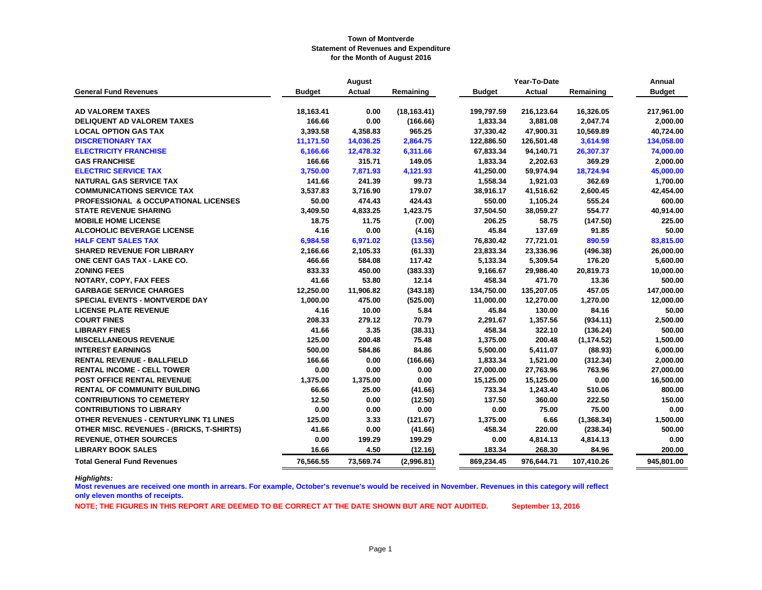**Town of Montverde**
**Statement of Revenues and Expenditure**
**for the Month of August 2016**

| General Fund Revenues | August Budget | August Actual | August Remaining | Year-To-Date Budget | Year-To-Date Actual | Year-To-Date Remaining | Annual Budget |
|---|---|---|---|---|---|---|---|
| AD VALOREM TAXES | 18,163.41 | 0.00 | (18,163.41) | 199,797.59 | 216,123.64 | 16,326.05 | 217,961.00 |
| DELIQUENT AD VALOREM TAXES | 166.66 | 0.00 | (166.66) | 1,833.34 | 3,881.08 | 2,047.74 | 2,000.00 |
| LOCAL OPTION GAS TAX | 3,393.58 | 4,358.83 | 965.25 | 37,330.42 | 47,900.31 | 10,569.89 | 40,724.00 |
| DISCRETIONARY TAX | 11,171.50 | 14,036.25 | 2,864.75 | 122,886.50 | 126,501.48 | 3,614.98 | 134,058.00 |
| ELECTRICITY FRANCHISE | 6,166.66 | 12,478.32 | 6,311.66 | 67,833.34 | 94,140.71 | 26,307.37 | 74,000.00 |
| GAS FRANCHISE | 166.66 | 315.71 | 149.05 | 1,833.34 | 2,202.63 | 369.29 | 2,000.00 |
| ELECTRIC SERVICE TAX | 3,750.00 | 7,871.93 | 4,121.93 | 41,250.00 | 59,974.94 | 18,724.94 | 45,000.00 |
| NATURAL GAS SERVICE TAX | 141.66 | 241.39 | 99.73 | 1,558.34 | 1,921.03 | 362.69 | 1,700.00 |
| COMMUNICATIONS SERVICE TAX | 3,537.83 | 3,716.90 | 179.07 | 38,916.17 | 41,516.62 | 2,600.45 | 42,454.00 |
| PROFESSIONAL & OCCUPATIONAL LICENSES | 50.00 | 474.43 | 424.43 | 550.00 | 1,105.24 | 555.24 | 600.00 |
| STATE REVENUE SHARING | 3,409.50 | 4,833.25 | 1,423.75 | 37,504.50 | 38,059.27 | 554.77 | 40,914.00 |
| MOBILE HOME LICENSE | 18.75 | 11.75 | (7.00) | 206.25 | 58.75 | (147.50) | 225.00 |
| ALCOHOLIC BEVERAGE LICENSE | 4.16 | 0.00 | (4.16) | 45.84 | 137.69 | 91.85 | 50.00 |
| HALF CENT SALES TAX | 6,984.58 | 6,971.02 | (13.56) | 76,830.42 | 77,721.01 | 890.59 | 83,815.00 |
| SHARED REVENUE FOR LIBRARY | 2,166.66 | 2,105.33 | (61.33) | 23,833.34 | 23,336.96 | (496.38) | 26,000.00 |
| ONE CENT GAS TAX - LAKE CO. | 466.66 | 584.08 | 117.42 | 5,133.34 | 5,309.54 | 176.20 | 5,600.00 |
| ZONING FEES | 833.33 | 450.00 | (383.33) | 9,166.67 | 29,986.40 | 20,819.73 | 10,000.00 |
| NOTARY, COPY, FAX FEES | 41.66 | 53.80 | 12.14 | 458.34 | 471.70 | 13.36 | 500.00 |
| GARBAGE SERVICE CHARGES | 12,250.00 | 11,906.82 | (343.18) | 134,750.00 | 135,207.05 | 457.05 | 147,000.00 |
| SPECIAL EVENTS - MONTVERDE DAY | 1,000.00 | 475.00 | (525.00) | 11,000.00 | 12,270.00 | 1,270.00 | 12,000.00 |
| LICENSE PLATE REVENUE | 4.16 | 10.00 | 5.84 | 45.84 | 130.00 | 84.16 | 50.00 |
| COURT FINES | 208.33 | 279.12 | 70.79 | 2,291.67 | 1,357.56 | (934.11) | 2,500.00 |
| LIBRARY FINES | 41.66 | 3.35 | (38.31) | 458.34 | 322.10 | (136.24) | 500.00 |
| MISCELLANEOUS REVENUE | 125.00 | 200.48 | 75.48 | 1,375.00 | 200.48 | (1,174.52) | 1,500.00 |
| INTEREST EARNINGS | 500.00 | 584.86 | 84.86 | 5,500.00 | 5,411.07 | (88.93) | 6,000.00 |
| RENTAL REVENUE - BALLFIELD | 166.66 | 0.00 | (166.66) | 1,833.34 | 1,521.00 | (312.34) | 2,000.00 |
| RENTAL INCOME - CELL TOWER | 0.00 | 0.00 | 0.00 | 27,000.00 | 27,763.96 | 763.96 | 27,000.00 |
| POST OFFICE RENTAL REVENUE | 1,375.00 | 1,375.00 | 0.00 | 15,125.00 | 15,125.00 | 0.00 | 16,500.00 |
| RENTAL OF COMMUNITY BUILDING | 66.66 | 25.00 | (41.66) | 733.34 | 1,243.40 | 510.06 | 800.00 |
| CONTRIBUTIONS TO CEMETERY | 12.50 | 0.00 | (12.50) | 137.50 | 360.00 | 222.50 | 150.00 |
| CONTRIBUTIONS TO LIBRARY | 0.00 | 0.00 | 0.00 | 0.00 | 75.00 | 75.00 | 0.00 |
| OTHER REVENUES - CENTURYLINK T1 LINES | 125.00 | 3.33 | (121.67) | 1,375.00 | 6.66 | (1,368.34) | 1,500.00 |
| OTHER MISC. REVENUES - (BRICKS, T-SHIRTS) | 41.66 | 0.00 | (41.66) | 458.34 | 220.00 | (238.34) | 500.00 |
| REVENUE, OTHER SOURCES | 0.00 | 199.29 | 199.29 | 0.00 | 4,814.13 | 4,814.13 | 0.00 |
| LIBRARY BOOK SALES | 16.66 | 4.50 | (12.16) | 183.34 | 268.30 | 84.96 | 200.00 |
| **Total General Fund Revenues** | **76,566.55** | **73,569.74** | **(2,996.81)** | **869,234.45** | **976,644.71** | **107,410.26** | **945,801.00** |

***Highlights:***

**Most revenues are received one month in arrears. For example, October's revenue's would be received in November. Revenues in this category will reflect only eleven months of receipts.**

**NOTE; THE FIGURES IN THIS REPORT ARE DEEMED TO BE CORRECT AT THE DATE SHOWN BUT ARE NOT AUDITED.** **September 13, 2016**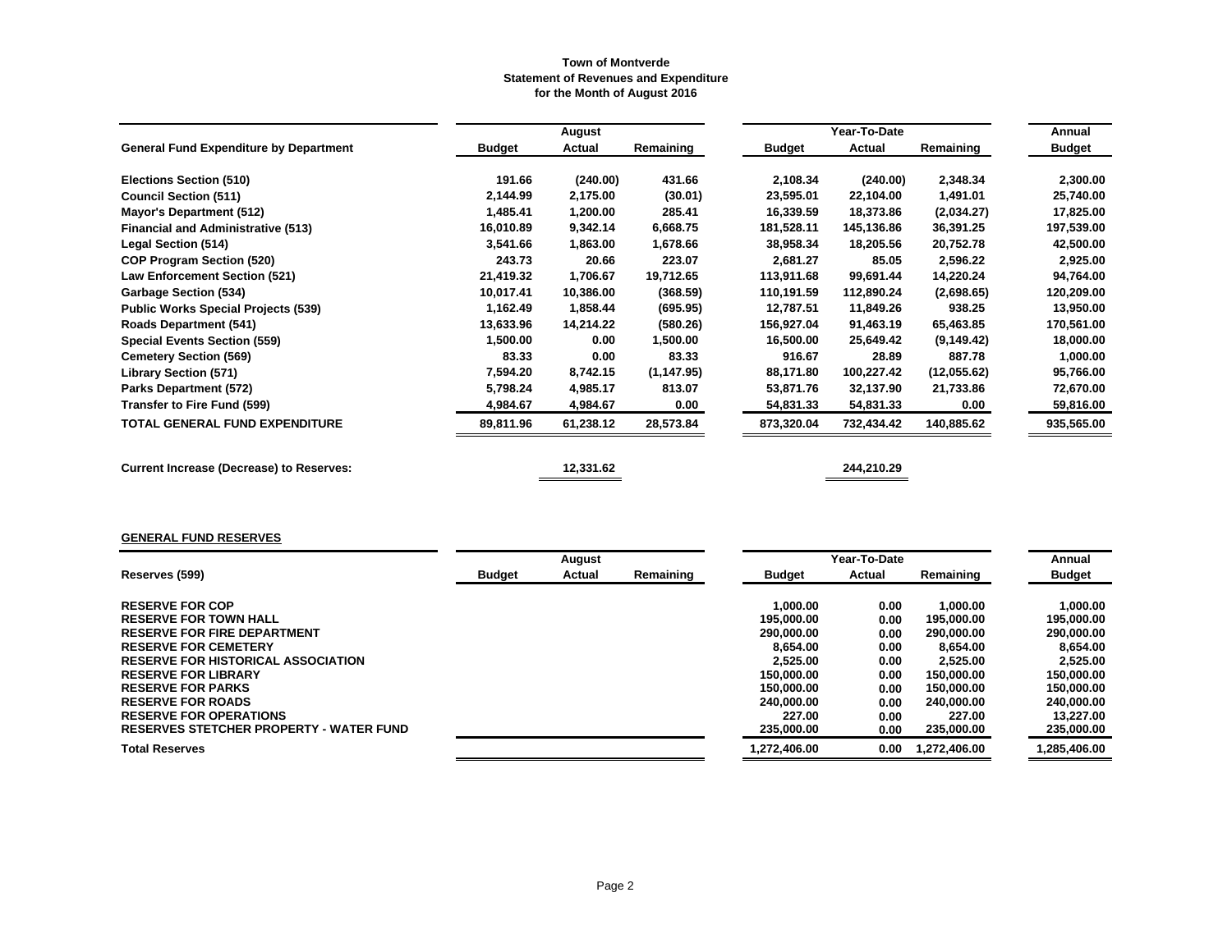**Town of Montverde**
**Statement of Revenues and Expenditure**
**for the Month of August 2016**

| General Fund Expenditure by Department | August | | | Year-To-Date | | | Annual |
|---|---|---|---|---|---|---|---|
| | Budget | Actual | Remaining | Budget | Actual | Remaining | Budget |
| Elections Section (510) | 191.66 | (240.00) | 431.66 | 2,108.34 | (240.00) | 2,348.34 | 2,300.00 |
| Council Section (511) | 2,144.99 | 2,175.00 | (30.01) | 23,595.01 | 22,104.00 | 1,491.01 | 25,740.00 |
| Mayor's Department (512) | 1,485.41 | 1,200.00 | 285.41 | 16,339.59 | 18,373.86 | (2,034.27) | 17,825.00 |
| Financial and Administrative (513) | 16,010.89 | 9,342.14 | 6,668.75 | 181,528.11 | 145,136.86 | 36,391.25 | 197,539.00 |
| Legal Section (514) | 3,541.66 | 1,863.00 | 1,678.66 | 38,958.34 | 18,205.56 | 20,752.78 | 42,500.00 |
| COP Program Section (520) | 243.73 | 20.66 | 223.07 | 2,681.27 | 85.05 | 2,596.22 | 2,925.00 |
| Law Enforcement Section (521) | 21,419.32 | 1,706.67 | 19,712.65 | 113,911.68 | 99,691.44 | 14,220.24 | 94,764.00 |
| Garbage Section (534) | 10,017.41 | 10,386.00 | (368.59) | 110,191.59 | 112,890.24 | (2,698.65) | 120,209.00 |
| Public Works Special Projects (539) | 1,162.49 | 1,858.44 | (695.95) | 12,787.51 | 11,849.26 | 938.25 | 13,950.00 |
| Roads Department (541) | 13,633.96 | 14,214.22 | (580.26) | 156,927.04 | 91,463.19 | 65,463.85 | 170,561.00 |
| Special Events Section (559) | 1,500.00 | 0.00 | 1,500.00 | 16,500.00 | 25,649.42 | (9,149.42) | 18,000.00 |
| Cemetery Section (569) | 83.33 | 0.00 | 83.33 | 916.67 | 28.89 | 887.78 | 1,000.00 |
| Library Section (571) | 7,594.20 | 8,742.15 | (1,147.95) | 88,171.80 | 100,227.42 | (12,055.62) | 95,766.00 |
| Parks Department (572) | 5,798.24 | 4,985.17 | 813.07 | 53,871.76 | 32,137.90 | 21,733.86 | 72,670.00 |
| Transfer to Fire Fund (599) | 4,984.67 | 4,984.67 | 0.00 | 54,831.33 | 54,831.33 | 0.00 | 59,816.00 |
| **TOTAL GENERAL FUND EXPENDITURE** | 89,811.96 | 61,238.12 | 28,573.84 | 873,320.04 | 732,434.42 | 140,885.62 | 935,565.00 |
| | | | | | | | |
| **Current Increase (Decrease) to Reserves:** | | 12,331.62 | | | 244,210.29 | | |

**GENERAL FUND RESERVES**

| Reserves (599) | August | | | Year-To-Date | | | Annual |
|---|---|---|---|---|---|---|---|
| | Budget | Actual | Remaining | Budget | Actual | Remaining | Budget |
| RESERVE FOR COP | | | | 1,000.00 | 0.00 | 1,000.00 | 1,000.00 |
| RESERVE FOR TOWN HALL | | | | 195,000.00 | 0.00 | 195,000.00 | 195,000.00 |
| RESERVE FOR FIRE DEPARTMENT | | | | 290,000.00 | 0.00 | 290,000.00 | 290,000.00 |
| RESERVE FOR CEMETERY | | | | 8,654.00 | 0.00 | 8,654.00 | 8,654.00 |
| RESERVE FOR HISTORICAL ASSOCIATION | | | | 2,525.00 | 0.00 | 2,525.00 | 2,525.00 |
| RESERVE FOR LIBRARY | | | | 150,000.00 | 0.00 | 150,000.00 | 150,000.00 |
| RESERVE FOR PARKS | | | | 150,000.00 | 0.00 | 150,000.00 | 150,000.00 |
| RESERVE FOR ROADS | | | | 240,000.00 | 0.00 | 240,000.00 | 240,000.00 |
| RESERVE FOR OPERATIONS | | | | 227.00 | 0.00 | 227.00 | 13,227.00 |
| RESERVES STETCHER PROPERTY - WATER FUND | | | | 235,000.00 | 0.00 | 235,000.00 | 235,000.00 |
| **Total Reserves** | | | | 1,272,406.00 | 0.00 | 1,272,406.00 | 1,285,406.00 |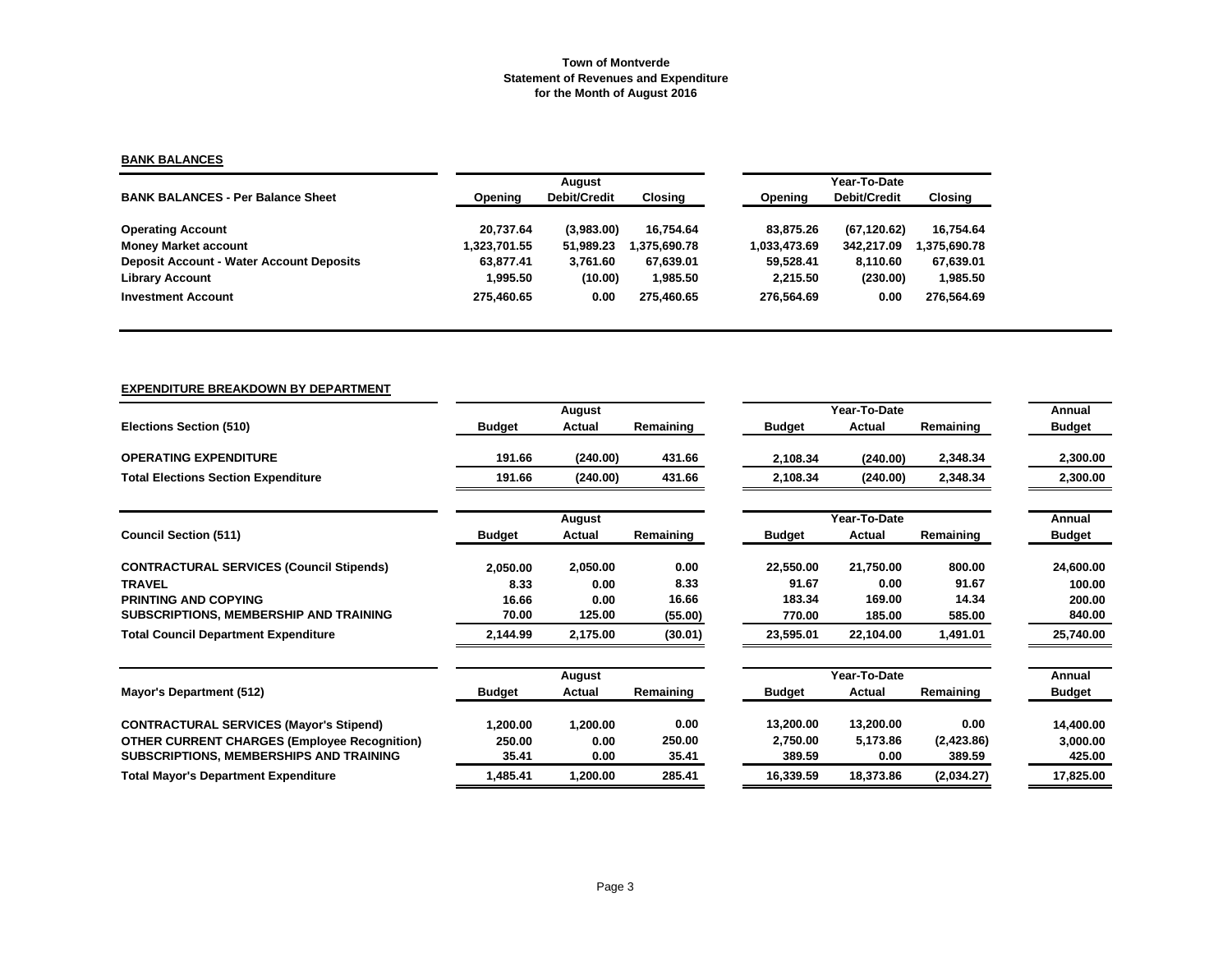# Town of Montverde
## Statement of Revenues and Expenditure
### for the Month of August 2016

**BANK BALANCES**

| BANK BALANCES - Per Balance Sheet | August Opening | August Debit/Credit | August Closing | Year-To-Date Opening | Year-To-Date Debit/Credit | Year-To-Date Closing |
|---|---|---|---|---|---|---|
| Operating Account | 20,737.64 | (3,983.00) | 16,754.64 | 83,875.26 | (67,120.62) | 16,754.64 |
| Money Market account | 1,323,701.55 | 51,989.23 | 1,375,690.78 | 1,033,473.69 | 342,217.09 | 1,375,690.78 |
| Deposit Account - Water Account Deposits | 63,877.41 | 3,761.60 | 67,639.01 | 59,528.41 | 8,110.60 | 67,639.01 |
| Library Account | 1,995.50 | (10.00) | 1,985.50 | 2,215.50 | (230.00) | 1,985.50 |
| Investment Account | 275,460.65 | 0.00 | 275,460.65 | 276,564.69 | 0.00 | 276,564.69 |

**EXPENDITURE BREAKDOWN BY DEPARTMENT**

| Elections Section (510) | August Budget | August Actual | August Remaining | Year-To-Date Budget | Year-To-Date Actual | Year-To-Date Remaining | Annual Budget |
|---|---|---|---|---|---|---|---|
| OPERATING EXPENDITURE | 191.66 | (240.00) | 431.66 | 2,108.34 | (240.00) | 2,348.34 | 2,300.00 |
| Total Elections Section Expenditure | 191.66 | (240.00) | 431.66 | 2,108.34 | (240.00) | 2,348.34 | 2,300.00 |

| Council Section (511) | August Budget | August Actual | August Remaining | Year-To-Date Budget | Year-To-Date Actual | Year-To-Date Remaining | Annual Budget |
|---|---|---|---|---|---|---|---|
| CONTRACTURAL SERVICES (Council Stipends) | 2,050.00 | 2,050.00 | 0.00 | 22,550.00 | 21,750.00 | 800.00 | 24,600.00 |
| TRAVEL | 8.33 | 0.00 | 8.33 | 91.67 | 0.00 | 91.67 | 100.00 |
| PRINTING AND COPYING | 16.66 | 0.00 | 16.66 | 183.34 | 169.00 | 14.34 | 200.00 |
| SUBSCRIPTIONS, MEMBERSHIP AND TRAINING | 70.00 | 125.00 | (55.00) | 770.00 | 185.00 | 585.00 | 840.00 |
| Total Council Department Expenditure | 2,144.99 | 2,175.00 | (30.01) | 23,595.01 | 22,104.00 | 1,491.01 | 25,740.00 |

| Mayor's Department (512) | August Budget | August Actual | August Remaining | Year-To-Date Budget | Year-To-Date Actual | Year-To-Date Remaining | Annual Budget |
|---|---|---|---|---|---|---|---|
| CONTRACTURAL SERVICES (Mayor's Stipend) | 1,200.00 | 1,200.00 | 0.00 | 13,200.00 | 13,200.00 | 0.00 | 14,400.00 |
| OTHER CURRENT CHARGES (Employee Recognition) | 250.00 | 0.00 | 250.00 | 2,750.00 | 5,173.86 | (2,423.86) | 3,000.00 |
| SUBSCRIPTIONS, MEMBERSHIPS AND TRAINING | 35.41 | 0.00 | 35.41 | 389.59 | 0.00 | 389.59 | 425.00 |
| Total Mayor's Department Expenditure | 1,485.41 | 1,200.00 | 285.41 | 16,339.59 | 18,373.86 | (2,034.27) | 17,825.00 |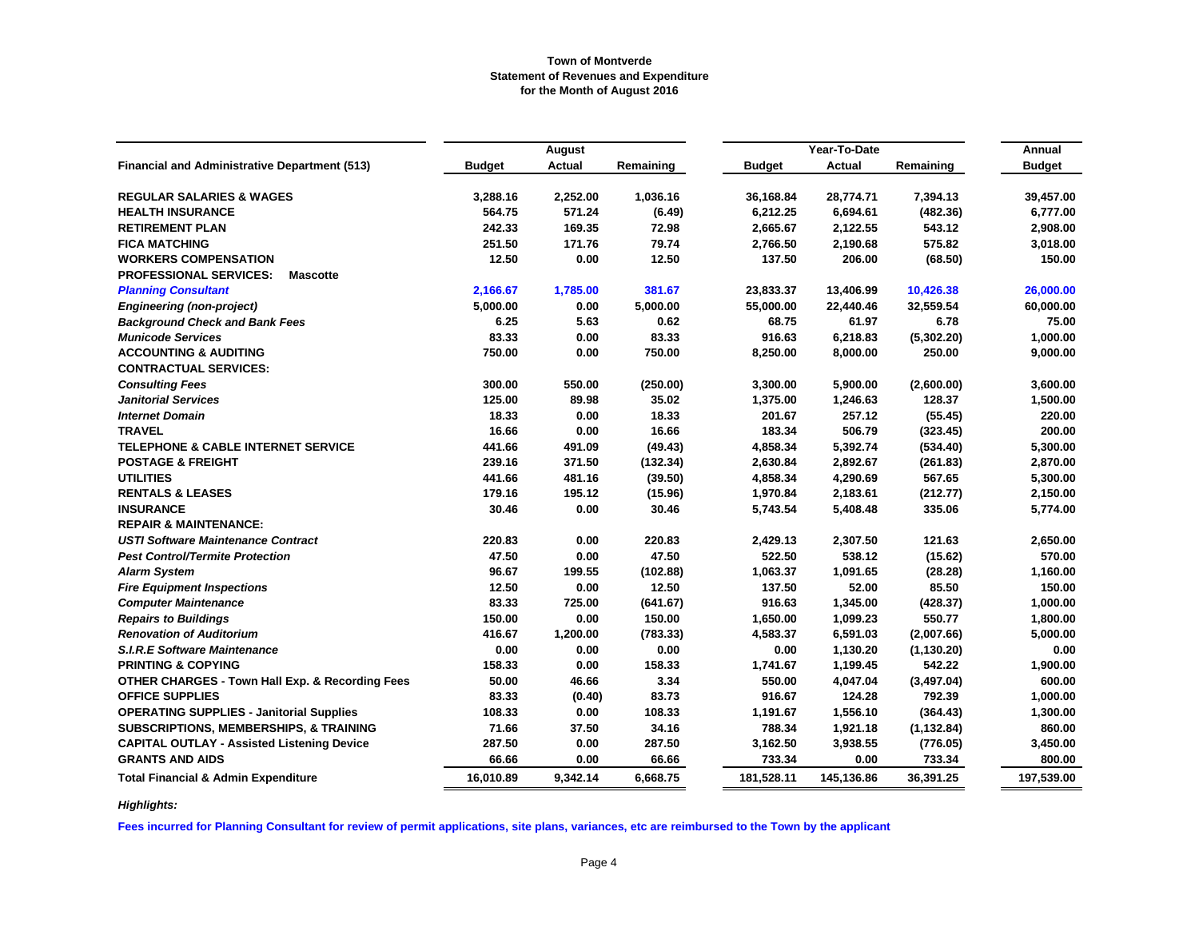**Town of Montverde**
**Statement of Revenues and Expenditure**
**for the Month of August 2016**

| Financial and Administrative Department (513) | August Budget | August Actual | August Remaining | Year-To-Date Budget | Year-To-Date Actual | Year-To-Date Remaining | Annual Budget |
|---|---|---|---|---|---|---|---|
| **REGULAR SALARIES & WAGES** | 3,288.16 | 2,252.00 | 1,036.16 | 36,168.84 | 28,774.71 | 7,394.13 | 39,457.00 |
| **HEALTH INSURANCE** | 564.75 | 571.24 | (6.49) | 6,212.25 | 6,694.61 | (482.36) | 6,777.00 |
| **RETIREMENT PLAN** | 242.33 | 169.35 | 72.98 | 2,665.67 | 2,122.55 | 543.12 | 2,908.00 |
| **FICA MATCHING** | 251.50 | 171.76 | 79.74 | 2,766.50 | 2,190.68 | 575.82 | 3,018.00 |
| **WORKERS COMPENSATION** | 12.50 | 0.00 | 12.50 | 137.50 | 206.00 | (68.50) | 150.00 |
| **PROFESSIONAL SERVICES: Mascotte** | | | | | | | |
| ***Planning Consultant*** | 2,166.67 | 1,785.00 | 381.67 | 23,833.37 | 13,406.99 | 10,426.38 | 26,000.00 |
| ***Engineering (non-project)*** | 5,000.00 | 0.00 | 5,000.00 | 55,000.00 | 22,440.46 | 32,559.54 | 60,000.00 |
| ***Background Check and Bank Fees*** | 6.25 | 5.63 | 0.62 | 68.75 | 61.97 | 6.78 | 75.00 |
| ***Municode Services*** | 83.33 | 0.00 | 83.33 | 916.63 | 6,218.83 | (5,302.20) | 1,000.00 |
| **ACCOUNTING & AUDITING** | 750.00 | 0.00 | 750.00 | 8,250.00 | 8,000.00 | 250.00 | 9,000.00 |
| **CONTRACTUAL SERVICES:** | | | | | | | |
| ***Consulting Fees*** | 300.00 | 550.00 | (250.00) | 3,300.00 | 5,900.00 | (2,600.00) | 3,600.00 |
| ***Janitorial Services*** | 125.00 | 89.98 | 35.02 | 1,375.00 | 1,246.63 | 128.37 | 1,500.00 |
| ***Internet Domain*** | 18.33 | 0.00 | 18.33 | 201.67 | 257.12 | (55.45) | 220.00 |
| **TRAVEL** | 16.66 | 0.00 | 16.66 | 183.34 | 506.79 | (323.45) | 200.00 |
| **TELEPHONE & CABLE INTERNET SERVICE** | 441.66 | 491.09 | (49.43) | 4,858.34 | 5,392.74 | (534.40) | 5,300.00 |
| **POSTAGE & FREIGHT** | 239.16 | 371.50 | (132.34) | 2,630.84 | 2,892.67 | (261.83) | 2,870.00 |
| **UTILITIES** | 441.66 | 481.16 | (39.50) | 4,858.34 | 4,290.69 | 567.65 | 5,300.00 |
| **RENTALS & LEASES** | 179.16 | 195.12 | (15.96) | 1,970.84 | 2,183.61 | (212.77) | 2,150.00 |
| **INSURANCE** | 30.46 | 0.00 | 30.46 | 5,743.54 | 5,408.48 | 335.06 | 5,774.00 |
| **REPAIR & MAINTENANCE:** | | | | | | | |
| ***USTI Software Maintenance Contract*** | 220.83 | 0.00 | 220.83 | 2,429.13 | 2,307.50 | 121.63 | 2,650.00 |
| ***Pest Control/Termite Protection*** | 47.50 | 0.00 | 47.50 | 522.50 | 538.12 | (15.62) | 570.00 |
| ***Alarm System*** | 96.67 | 199.55 | (102.88) | 1,063.37 | 1,091.65 | (28.28) | 1,160.00 |
| ***Fire Equipment Inspections*** | 12.50 | 0.00 | 12.50 | 137.50 | 52.00 | 85.50 | 150.00 |
| ***Computer Maintenance*** | 83.33 | 725.00 | (641.67) | 916.63 | 1,345.00 | (428.37) | 1,000.00 |
| ***Repairs to Buildings*** | 150.00 | 0.00 | 150.00 | 1,650.00 | 1,099.23 | 550.77 | 1,800.00 |
| ***Renovation of Auditorium*** | 416.67 | 1,200.00 | (783.33) | 4,583.37 | 6,591.03 | (2,007.66) | 5,000.00 |
| ***S.I.R.E Software Maintenance*** | 0.00 | 0.00 | 0.00 | 0.00 | 1,130.20 | (1,130.20) | 0.00 |
| **PRINTING & COPYING** | 158.33 | 0.00 | 158.33 | 1,741.67 | 1,199.45 | 542.22 | 1,900.00 |
| **OTHER CHARGES - Town Hall Exp. & Recording Fees** | 50.00 | 46.66 | 3.34 | 550.00 | 4,047.04 | (3,497.04) | 600.00 |
| **OFFICE SUPPLIES** | 83.33 | (0.40) | 83.73 | 916.67 | 124.28 | 792.39 | 1,000.00 |
| **OPERATING SUPPLIES - Janitorial Supplies** | 108.33 | 0.00 | 108.33 | 1,191.67 | 1,556.10 | (364.43) | 1,300.00 |
| **SUBSCRIPTIONS, MEMBERSHIPS, & TRAINING** | 71.66 | 37.50 | 34.16 | 788.34 | 1,921.18 | (1,132.84) | 860.00 |
| **CAPITAL OUTLAY - Assisted Listening Device** | 287.50 | 0.00 | 287.50 | 3,162.50 | 3,938.55 | (776.05) | 3,450.00 |
| **GRANTS AND AIDS** | 66.66 | 0.00 | 66.66 | 733.34 | 0.00 | 733.34 | 800.00 |
| **Total Financial & Admin Expenditure** | 16,010.89 | 9,342.14 | 6,668.75 | 181,528.11 | 145,136.86 | 36,391.25 | 197,539.00 |

*Highlights:*

**Fees incurred for Planning Consultant for review of permit applications, site plans, variances, etc are reimbursed to the Town by the applicant**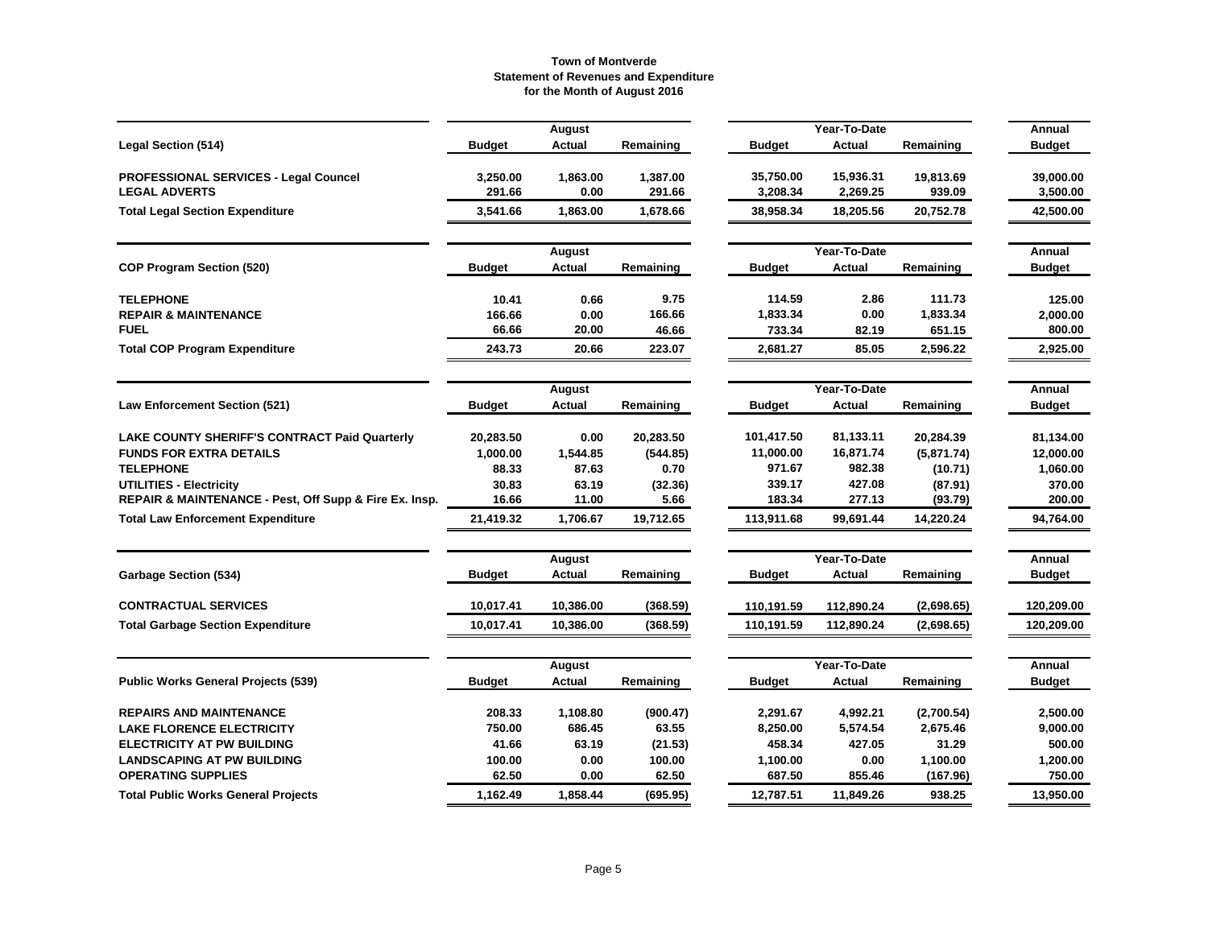# Town of Montverde
## Statement of Revenues and Expenditure
### for the Month of August 2016

| Legal Section (514) | August Budget | August Actual | August Remaining | Year-To-Date Budget | Year-To-Date Actual | Year-To-Date Remaining | Annual Budget |
|---|---|---|---|---|---|---|---|
| PROFESSIONAL SERVICES - Legal Councel | 3,250.00 | 1,863.00 | 1,387.00 | 35,750.00 | 15,936.31 | 19,813.69 | 39,000.00 |
| LEGAL ADVERTS | 291.66 | 0.00 | 291.66 | 3,208.34 | 2,269.25 | 939.09 | 3,500.00 |
| **Total Legal Section Expenditure** | **3,541.66** | **1,863.00** | **1,678.66** | **38,958.34** | **18,205.56** | **20,752.78** | **42,500.00** |

| COP Program Section (520) | August Budget | August Actual | August Remaining | Year-To-Date Budget | Year-To-Date Actual | Year-To-Date Remaining | Annual Budget |
|---|---|---|---|---|---|---|---|
| TELEPHONE | 10.41 | 0.66 | 9.75 | 114.59 | 2.86 | 111.73 | 125.00 |
| REPAIR & MAINTENANCE | 166.66 | 0.00 | 166.66 | 1,833.34 | 0.00 | 1,833.34 | 2,000.00 |
| FUEL | 66.66 | 20.00 | 46.66 | 733.34 | 82.19 | 651.15 | 800.00 |
| **Total COP Program Expenditure** | **243.73** | **20.66** | **223.07** | **2,681.27** | **85.05** | **2,596.22** | **2,925.00** |

| Law Enforcement Section (521) | August Budget | August Actual | August Remaining | Year-To-Date Budget | Year-To-Date Actual | Year-To-Date Remaining | Annual Budget |
|---|---|---|---|---|---|---|---|
| LAKE COUNTY SHERIFF'S CONTRACT Paid Quarterly | 20,283.50 | 0.00 | 20,283.50 | 101,417.50 | 81,133.11 | 20,284.39 | 81,134.00 |
| FUNDS FOR EXTRA DETAILS | 1,000.00 | 1,544.85 | (544.85) | 11,000.00 | 16,871.74 | (5,871.74) | 12,000.00 |
| TELEPHONE | 88.33 | 87.63 | 0.70 | 971.67 | 982.38 | (10.71) | 1,060.00 |
| UTILITIES - Electricity | 30.83 | 63.19 | (32.36) | 339.17 | 427.08 | (87.91) | 370.00 |
| REPAIR & MAINTENANCE - Pest, Off Supp & Fire Ex. Insp. | 16.66 | 11.00 | 5.66 | 183.34 | 277.13 | (93.79) | 200.00 |
| **Total Law Enforcement Expenditure** | **21,419.32** | **1,706.67** | **19,712.65** | **113,911.68** | **99,691.44** | **14,220.24** | **94,764.00** |

| Garbage Section (534) | August Budget | August Actual | August Remaining | Year-To-Date Budget | Year-To-Date Actual | Year-To-Date Remaining | Annual Budget |
|---|---|---|---|---|---|---|---|
| CONTRACTUAL SERVICES | 10,017.41 | 10,386.00 | (368.59) | 110,191.59 | 112,890.24 | (2,698.65) | 120,209.00 |
| **Total Garbage Section Expenditure** | **10,017.41** | **10,386.00** | **(368.59)** | **110,191.59** | **112,890.24** | **(2,698.65)** | **120,209.00** |

| Public Works General Projects (539) | August Budget | August Actual | August Remaining | Year-To-Date Budget | Year-To-Date Actual | Year-To-Date Remaining | Annual Budget |
|---|---|---|---|---|---|---|---|
| REPAIRS AND MAINTENANCE | 208.33 | 1,108.80 | (900.47) | 2,291.67 | 4,992.21 | (2,700.54) | 2,500.00 |
| LAKE FLORENCE ELECTRICITY | 750.00 | 686.45 | 63.55 | 8,250.00 | 5,574.54 | 2,675.46 | 9,000.00 |
| ELECTRICITY AT PW BUILDING | 41.66 | 63.19 | (21.53) | 458.34 | 427.05 | 31.29 | 500.00 |
| LANDSCAPING AT PW BUILDING | 100.00 | 0.00 | 100.00 | 1,100.00 | 0.00 | 1,100.00 | 1,200.00 |
| OPERATING SUPPLIES | 62.50 | 0.00 | 62.50 | 687.50 | 855.46 | (167.96) | 750.00 |
| **Total Public Works General Projects** | **1,162.49** | **1,858.44** | **(695.95)** | **12,787.51** | **11,849.26** | **938.25** | **13,950.00** |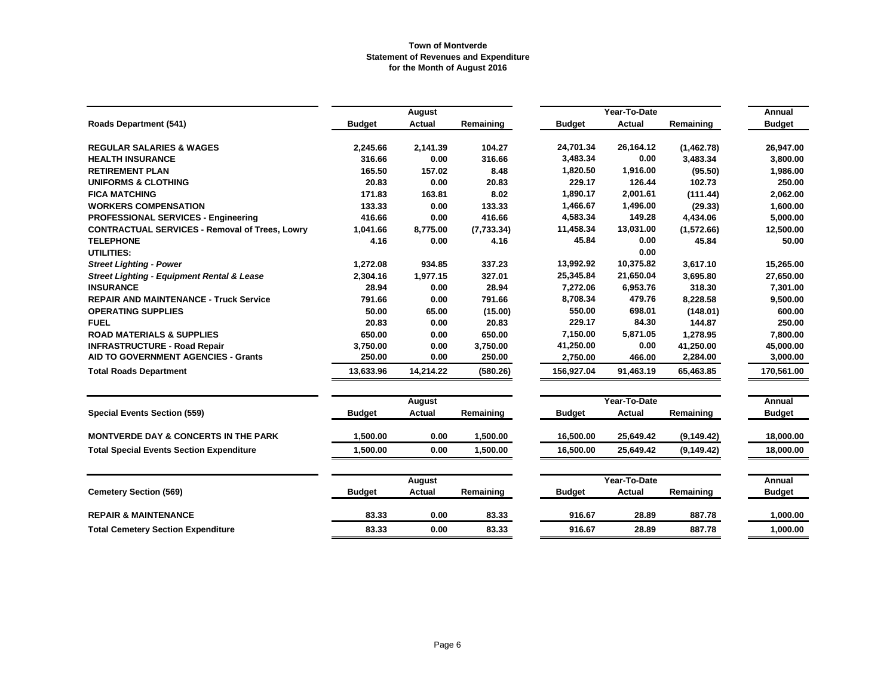**Town of Montverde**
**Statement of Revenues and Expenditure**
**for the Month of August 2016**

| Roads Department (541) | August Budget | August Actual | August Remaining | Year-To-Date Budget | Year-To-Date Actual | Year-To-Date Remaining | Annual Budget |
|---|---|---|---|---|---|---|---|
| **REGULAR SALARIES & WAGES** | 2,245.66 | 2,141.39 | 104.27 | 24,701.34 | 26,164.12 | (1,462.78) | 26,947.00 |
| **HEALTH INSURANCE** | 316.66 | 0.00 | 316.66 | 3,483.34 | 0.00 | 3,483.34 | 3,800.00 |
| **RETIREMENT PLAN** | 165.50 | 157.02 | 8.48 | 1,820.50 | 1,916.00 | (95.50) | 1,986.00 |
| **UNIFORMS & CLOTHING** | 20.83 | 0.00 | 20.83 | 229.17 | 126.44 | 102.73 | 250.00 |
| **FICA MATCHING** | 171.83 | 163.81 | 8.02 | 1,890.17 | 2,001.61 | (111.44) | 2,062.00 |
| **WORKERS COMPENSATION** | 133.33 | 0.00 | 133.33 | 1,466.67 | 1,496.00 | (29.33) | 1,600.00 |
| **PROFESSIONAL SERVICES - Engineering** | 416.66 | 0.00 | 416.66 | 4,583.34 | 149.28 | 4,434.06 | 5,000.00 |
| **CONTRACTUAL SERVICES - Removal of Trees, Lowry** | 1,041.66 | 8,775.00 | (7,733.34) | 11,458.34 | 13,031.00 | (1,572.66) | 12,500.00 |
| **TELEPHONE** | 4.16 | 0.00 | 4.16 | 45.84 | 0.00 | 45.84 | 50.00 |
| **UTILITIES:** | | | | | 0.00 | | |
| ***Street Lighting - Power*** | 1,272.08 | 934.85 | 337.23 | 13,992.92 | 10,375.82 | 3,617.10 | 15,265.00 |
| ***Street Lighting - Equipment Rental & Lease*** | 2,304.16 | 1,977.15 | 327.01 | 25,345.84 | 21,650.04 | 3,695.80 | 27,650.00 |
| **INSURANCE** | 28.94 | 0.00 | 28.94 | 7,272.06 | 6,953.76 | 318.30 | 7,301.00 |
| **REPAIR AND MAINTENANCE - Truck Service** | 791.66 | 0.00 | 791.66 | 8,708.34 | 479.76 | 8,228.58 | 9,500.00 |
| **OPERATING SUPPLIES** | 50.00 | 65.00 | (15.00) | 550.00 | 698.01 | (148.01) | 600.00 |
| **FUEL** | 20.83 | 0.00 | 20.83 | 229.17 | 84.30 | 144.87 | 250.00 |
| **ROAD MATERIALS & SUPPLIES** | 650.00 | 0.00 | 650.00 | 7,150.00 | 5,871.05 | 1,278.95 | 7,800.00 |
| **INFRASTRUCTURE - Road Repair** | 3,750.00 | 0.00 | 3,750.00 | 41,250.00 | 0.00 | 41,250.00 | 45,000.00 |
| **AID TO GOVERNMENT AGENCIES - Grants** | 250.00 | 0.00 | 250.00 | 2,750.00 | 466.00 | 2,284.00 | 3,000.00 |
| **Total Roads Department** | 13,633.96 | 14,214.22 | (580.26) | 156,927.04 | 91,463.19 | 65,463.85 | 170,561.00 |

| Special Events Section (559) | August Budget | August Actual | August Remaining | Year-To-Date Budget | Year-To-Date Actual | Year-To-Date Remaining | Annual Budget |
|---|---|---|---|---|---|---|---|
| **MONTVERDE DAY & CONCERTS IN THE PARK** | 1,500.00 | 0.00 | 1,500.00 | 16,500.00 | 25,649.42 | (9,149.42) | 18,000.00 |
| **Total Special Events Section Expenditure** | 1,500.00 | 0.00 | 1,500.00 | 16,500.00 | 25,649.42 | (9,149.42) | 18,000.00 |

| Cemetery Section (569) | August Budget | August Actual | August Remaining | Year-To-Date Budget | Year-To-Date Actual | Year-To-Date Remaining | Annual Budget |
|---|---|---|---|---|---|---|---|
| **REPAIR & MAINTENANCE** | 83.33 | 0.00 | 83.33 | 916.67 | 28.89 | 887.78 | 1,000.00 |
| **Total Cemetery Section Expenditure** | 83.33 | 0.00 | 83.33 | 916.67 | 28.89 | 887.78 | 1,000.00 |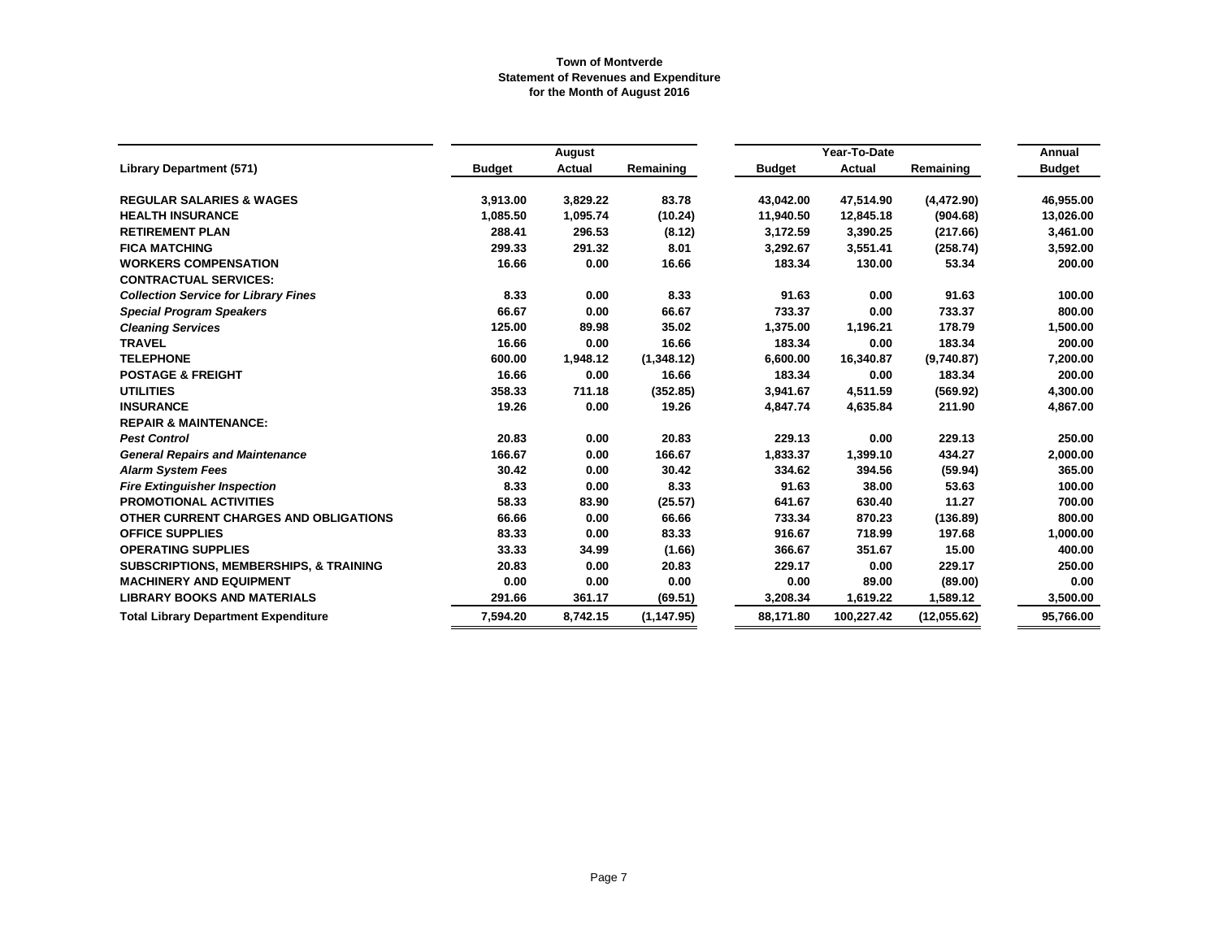**Town of Montverde**
**Statement of Revenues and Expenditure**
**for the Month of August 2016**

| | August | | | Year-To-Date | | | Annual |
|---|---|---|---|---|---|---|---|
| **Library Department (571)** | **Budget** | **Actual** | **Remaining** | **Budget** | **Actual** | **Remaining** | **Budget** |
| **REGULAR SALARIES & WAGES** | 3,913.00 | 3,829.22 | 83.78 | 43,042.00 | 47,514.90 | (4,472.90) | 46,955.00 |
| **HEALTH INSURANCE** | 1,085.50 | 1,095.74 | (10.24) | 11,940.50 | 12,845.18 | (904.68) | 13,026.00 |
| **RETIREMENT PLAN** | 288.41 | 296.53 | (8.12) | 3,172.59 | 3,390.25 | (217.66) | 3,461.00 |
| **FICA MATCHING** | 299.33 | 291.32 | 8.01 | 3,292.67 | 3,551.41 | (258.74) | 3,592.00 |
| **WORKERS COMPENSATION** | 16.66 | 0.00 | 16.66 | 183.34 | 130.00 | 53.34 | 200.00 |
| **CONTRACTUAL SERVICES:** | | | | | | | |
| ***Collection Service for Library Fines*** | 8.33 | 0.00 | 8.33 | 91.63 | 0.00 | 91.63 | 100.00 |
| ***Special Program Speakers*** | 66.67 | 0.00 | 66.67 | 733.37 | 0.00 | 733.37 | 800.00 |
| ***Cleaning Services*** | 125.00 | 89.98 | 35.02 | 1,375.00 | 1,196.21 | 178.79 | 1,500.00 |
| **TRAVEL** | 16.66 | 0.00 | 16.66 | 183.34 | 0.00 | 183.34 | 200.00 |
| **TELEPHONE** | 600.00 | 1,948.12 | (1,348.12) | 6,600.00 | 16,340.87 | (9,740.87) | 7,200.00 |
| **POSTAGE & FREIGHT** | 16.66 | 0.00 | 16.66 | 183.34 | 0.00 | 183.34 | 200.00 |
| **UTILITIES** | 358.33 | 711.18 | (352.85) | 3,941.67 | 4,511.59 | (569.92) | 4,300.00 |
| **INSURANCE** | 19.26 | 0.00 | 19.26 | 4,847.74 | 4,635.84 | 211.90 | 4,867.00 |
| **REPAIR & MAINTENANCE:** | | | | | | | |
| ***Pest Control*** | 20.83 | 0.00 | 20.83 | 229.13 | 0.00 | 229.13 | 250.00 |
| ***General Repairs and Maintenance*** | 166.67 | 0.00 | 166.67 | 1,833.37 | 1,399.10 | 434.27 | 2,000.00 |
| ***Alarm System Fees*** | 30.42 | 0.00 | 30.42 | 334.62 | 394.56 | (59.94) | 365.00 |
| ***Fire Extinguisher Inspection*** | 8.33 | 0.00 | 8.33 | 91.63 | 38.00 | 53.63 | 100.00 |
| **PROMOTIONAL ACTIVITIES** | 58.33 | 83.90 | (25.57) | 641.67 | 630.40 | 11.27 | 700.00 |
| **OTHER CURRENT CHARGES AND OBLIGATIONS** | 66.66 | 0.00 | 66.66 | 733.34 | 870.23 | (136.89) | 800.00 |
| **OFFICE SUPPLIES** | 83.33 | 0.00 | 83.33 | 916.67 | 718.99 | 197.68 | 1,000.00 |
| **OPERATING SUPPLIES** | 33.33 | 34.99 | (1.66) | 366.67 | 351.67 | 15.00 | 400.00 |
| **SUBSCRIPTIONS, MEMBERSHIPS, & TRAINING** | 20.83 | 0.00 | 20.83 | 229.17 | 0.00 | 229.17 | 250.00 |
| **MACHINERY AND EQUIPMENT** | 0.00 | 0.00 | 0.00 | 0.00 | 89.00 | (89.00) | 0.00 |
| **LIBRARY BOOKS AND MATERIALS** | 291.66 | 361.17 | (69.51) | 3,208.34 | 1,619.22 | 1,589.12 | 3,500.00 |
| **Total Library Department Expenditure** | 7,594.20 | 8,742.15 | (1,147.95) | 88,171.80 | 100,227.42 | (12,055.62) | 95,766.00 |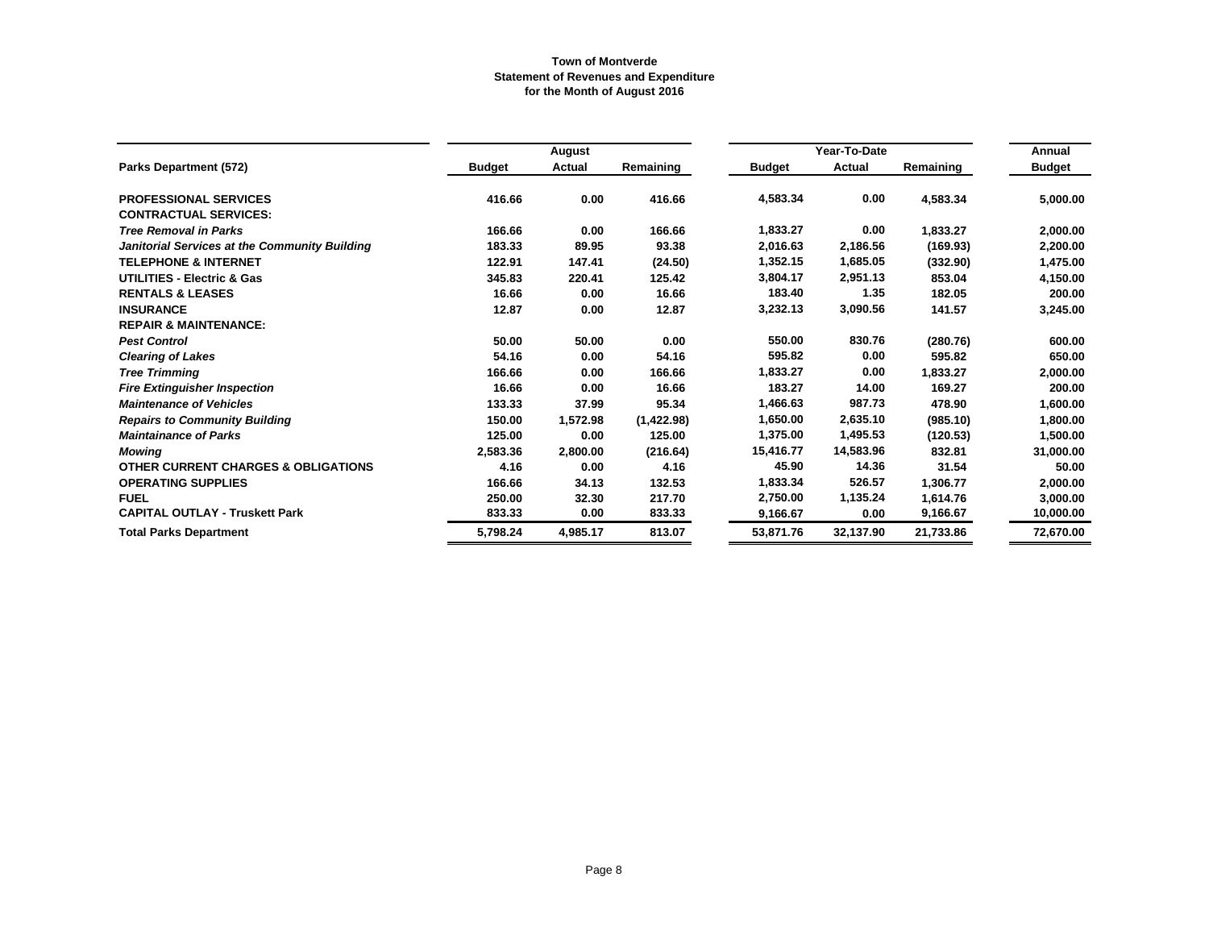**Town of Montverde**
**Statement of Revenues and Expenditure**
**for the Month of August 2016**

| | August | | | Year-To-Date | | | Annual |
|---|---|---|---|---|---|---|---|
| **Parks Department (572)** | **Budget** | **Actual** | **Remaining** | **Budget** | **Actual** | **Remaining** | **Budget** |
| **PROFESSIONAL SERVICES** | 416.66 | 0.00 | 416.66 | 4,583.34 | 0.00 | 4,583.34 | 5,000.00 |
| **CONTRACTUAL SERVICES:** | | | | | | | |
| ***Tree Removal in Parks*** | 166.66 | 0.00 | 166.66 | 1,833.27 | 0.00 | 1,833.27 | 2,000.00 |
| ***Janitorial Services at the Community Building*** | 183.33 | 89.95 | 93.38 | 2,016.63 | 2,186.56 | (169.93) | 2,200.00 |
| **TELEPHONE & INTERNET** | 122.91 | 147.41 | (24.50) | 1,352.15 | 1,685.05 | (332.90) | 1,475.00 |
| **UTILITIES - Electric & Gas** | 345.83 | 220.41 | 125.42 | 3,804.17 | 2,951.13 | 853.04 | 4,150.00 |
| **RENTALS & LEASES** | 16.66 | 0.00 | 16.66 | 183.40 | 1.35 | 182.05 | 200.00 |
| **INSURANCE** | 12.87 | 0.00 | 12.87 | 3,232.13 | 3,090.56 | 141.57 | 3,245.00 |
| **REPAIR & MAINTENANCE:** | | | | | | | |
| ***Pest Control*** | 50.00 | 50.00 | 0.00 | 550.00 | 830.76 | (280.76) | 600.00 |
| ***Clearing of Lakes*** | 54.16 | 0.00 | 54.16 | 595.82 | 0.00 | 595.82 | 650.00 |
| ***Tree Trimming*** | 166.66 | 0.00 | 166.66 | 1,833.27 | 0.00 | 1,833.27 | 2,000.00 |
| ***Fire Extinguisher Inspection*** | 16.66 | 0.00 | 16.66 | 183.27 | 14.00 | 169.27 | 200.00 |
| ***Maintenance of Vehicles*** | 133.33 | 37.99 | 95.34 | 1,466.63 | 987.73 | 478.90 | 1,600.00 |
| ***Repairs to Community Building*** | 150.00 | 1,572.98 | (1,422.98) | 1,650.00 | 2,635.10 | (985.10) | 1,800.00 |
| ***Maintainance of Parks*** | 125.00 | 0.00 | 125.00 | 1,375.00 | 1,495.53 | (120.53) | 1,500.00 |
| ***Mowing*** | 2,583.36 | 2,800.00 | (216.64) | 15,416.77 | 14,583.96 | 832.81 | 31,000.00 |
| **OTHER CURRENT CHARGES & OBLIGATIONS** | 4.16 | 0.00 | 4.16 | 45.90 | 14.36 | 31.54 | 50.00 |
| **OPERATING SUPPLIES** | 166.66 | 34.13 | 132.53 | 1,833.34 | 526.57 | 1,306.77 | 2,000.00 |
| **FUEL** | 250.00 | 32.30 | 217.70 | 2,750.00 | 1,135.24 | 1,614.76 | 3,000.00 |
| **CAPITAL OUTLAY - Truskett Park** | 833.33 | 0.00 | 833.33 | 9,166.67 | 0.00 | 9,166.67 | 10,000.00 |
| **Total Parks Department** | 5,798.24 | 4,985.17 | 813.07 | 53,871.76 | 32,137.90 | 21,733.86 | 72,670.00 |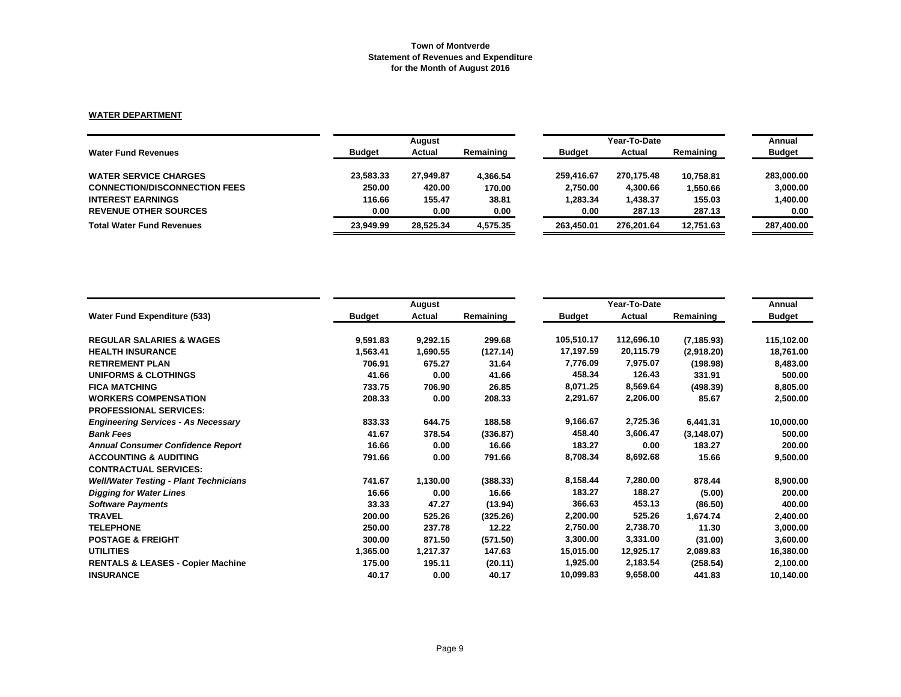**Town of Montverde**
**Statement of Revenues and Expenditure**
**for the Month of August 2016**

**WATER DEPARTMENT**

| Water Fund Revenues | August | | | Year-To-Date | | | Annual |
|---|---|---|---|---|---|---|---|
| | Budget | Actual | Remaining | Budget | Actual | Remaining | Budget |
| WATER SERVICE CHARGES | 23,583.33 | 27,949.87 | 4,366.54 | 259,416.67 | 270,175.48 | 10,758.81 | 283,000.00 |
| CONNECTION/DISCONNECTION FEES | 250.00 | 420.00 | 170.00 | 2,750.00 | 4,300.66 | 1,550.66 | 3,000.00 |
| INTEREST EARNINGS | 116.66 | 155.47 | 38.81 | 1,283.34 | 1,438.37 | 155.03 | 1,400.00 |
| REVENUE OTHER SOURCES | 0.00 | 0.00 | 0.00 | 0.00 | 287.13 | 287.13 | 0.00 |
| **Total Water Fund Revenues** | 23,949.99 | 28,525.34 | 4,575.35 | 263,450.01 | 276,201.64 | 12,751.63 | 287,400.00 |

| Water Fund Expenditure (533) | August | | | Year-To-Date | | | Annual |
|---|---|---|---|---|---|---|---|
| | Budget | Actual | Remaining | Budget | Actual | Remaining | Budget |
| REGULAR SALARIES & WAGES | 9,591.83 | 9,292.15 | 299.68 | 105,510.17 | 112,696.10 | (7,185.93) | 115,102.00 |
| HEALTH INSURANCE | 1,563.41 | 1,690.55 | (127.14) | 17,197.59 | 20,115.79 | (2,918.20) | 18,761.00 |
| RETIREMENT PLAN | 706.91 | 675.27 | 31.64 | 7,776.09 | 7,975.07 | (198.98) | 8,483.00 |
| UNIFORMS & CLOTHINGS | 41.66 | 0.00 | 41.66 | 458.34 | 126.43 | 331.91 | 500.00 |
| FICA MATCHING | 733.75 | 706.90 | 26.85 | 8,071.25 | 8,569.64 | (498.39) | 8,805.00 |
| WORKERS COMPENSATION | 208.33 | 0.00 | 208.33 | 2,291.67 | 2,206.00 | 85.67 | 2,500.00 |
| PROFESSIONAL SERVICES: | | | | | | | |
| *Engineering Services - As Necessary* | 833.33 | 644.75 | 188.58 | 9,166.67 | 2,725.36 | 6,441.31 | 10,000.00 |
| *Bank Fees* | 41.67 | 378.54 | (336.87) | 458.40 | 3,606.47 | (3,148.07) | 500.00 |
| *Annual Consumer Confidence Report* | 16.66 | 0.00 | 16.66 | 183.27 | 0.00 | 183.27 | 200.00 |
| ACCOUNTING & AUDITING | 791.66 | 0.00 | 791.66 | 8,708.34 | 8,692.68 | 15.66 | 9,500.00 |
| CONTRACTUAL SERVICES: | | | | | | | |
| *Well/Water Testing - Plant Technicians* | 741.67 | 1,130.00 | (388.33) | 8,158.44 | 7,280.00 | 878.44 | 8,900.00 |
| *Digging for Water Lines* | 16.66 | 0.00 | 16.66 | 183.27 | 188.27 | (5.00) | 200.00 |
| *Software Payments* | 33.33 | 47.27 | (13.94) | 366.63 | 453.13 | (86.50) | 400.00 |
| TRAVEL | 200.00 | 525.26 | (325.26) | 2,200.00 | 525.26 | 1,674.74 | 2,400.00 |
| TELEPHONE | 250.00 | 237.78 | 12.22 | 2,750.00 | 2,738.70 | 11.30 | 3,000.00 |
| POSTAGE & FREIGHT | 300.00 | 871.50 | (571.50) | 3,300.00 | 3,331.00 | (31.00) | 3,600.00 |
| UTILITIES | 1,365.00 | 1,217.37 | 147.63 | 15,015.00 | 12,925.17 | 2,089.83 | 16,380.00 |
| RENTALS & LEASES - Copier Machine | 175.00 | 195.11 | (20.11) | 1,925.00 | 2,183.54 | (258.54) | 2,100.00 |
| INSURANCE | 40.17 | 0.00 | 40.17 | 10,099.83 | 9,658.00 | 441.83 | 10,140.00 |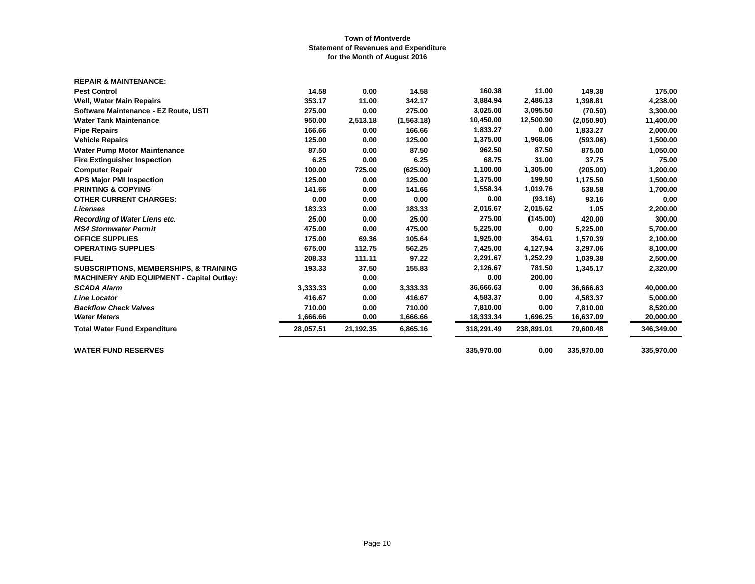**Town of Montverde**
**Statement of Revenues and Expenditure**
**for the Month of August 2016**

| | | | | | | | |
|---|---|---|---|---|---|---|---|
| **REPAIR & MAINTENANCE:** | | | | | | | |
| **Pest Control** | 14.58 | 0.00 | 14.58 | 160.38 | 11.00 | 149.38 | 175.00 |
| **Well, Water Main Repairs** | 353.17 | 11.00 | 342.17 | 3,884.94 | 2,486.13 | 1,398.81 | 4,238.00 |
| **Software Maintenance - EZ Route, USTI** | 275.00 | 0.00 | 275.00 | 3,025.00 | 3,095.50 | (70.50) | 3,300.00 |
| **Water Tank Maintenance** | 950.00 | 2,513.18 | (1,563.18) | 10,450.00 | 12,500.90 | (2,050.90) | 11,400.00 |
| **Pipe Repairs** | 166.66 | 0.00 | 166.66 | 1,833.27 | 0.00 | 1,833.27 | 2,000.00 |
| **Vehicle Repairs** | 125.00 | 0.00 | 125.00 | 1,375.00 | 1,968.06 | (593.06) | 1,500.00 |
| **Water Pump Motor Maintenance** | 87.50 | 0.00 | 87.50 | 962.50 | 87.50 | 875.00 | 1,050.00 |
| **Fire Extinguisher Inspection** | 6.25 | 0.00 | 6.25 | 68.75 | 31.00 | 37.75 | 75.00 |
| **Computer Repair** | 100.00 | 725.00 | (625.00) | 1,100.00 | 1,305.00 | (205.00) | 1,200.00 |
| **APS Major PMI Inspection** | 125.00 | 0.00 | 125.00 | 1,375.00 | 199.50 | 1,175.50 | 1,500.00 |
| **PRINTING & COPYING** | 141.66 | 0.00 | 141.66 | 1,558.34 | 1,019.76 | 538.58 | 1,700.00 |
| **OTHER CURRENT CHARGES:** | 0.00 | 0.00 | 0.00 | 0.00 | (93.16) | 93.16 | 0.00 |
| ***Licenses*** | 183.33 | 0.00 | 183.33 | 2,016.67 | 2,015.62 | 1.05 | 2,200.00 |
| ***Recording of Water Liens etc.*** | 25.00 | 0.00 | 25.00 | 275.00 | (145.00) | 420.00 | 300.00 |
| ***MS4 Stormwater Permit*** | 475.00 | 0.00 | 475.00 | 5,225.00 | 0.00 | 5,225.00 | 5,700.00 |
| **OFFICE SUPPLIES** | 175.00 | 69.36 | 105.64 | 1,925.00 | 354.61 | 1,570.39 | 2,100.00 |
| **OPERATING SUPPLIES** | 675.00 | 112.75 | 562.25 | 7,425.00 | 4,127.94 | 3,297.06 | 8,100.00 |
| **FUEL** | 208.33 | 111.11 | 97.22 | 2,291.67 | 1,252.29 | 1,039.38 | 2,500.00 |
| **SUBSCRIPTIONS, MEMBERSHIPS, & TRAINING** | 193.33 | 37.50 | 155.83 | 2,126.67 | 781.50 | 1,345.17 | 2,320.00 |
| **MACHINERY AND EQUIPMENT - Capital Outlay:** | | 0.00 | | 0.00 | 200.00 | | |
| ***SCADA Alarm*** | 3,333.33 | 0.00 | 3,333.33 | 36,666.63 | 0.00 | 36,666.63 | 40,000.00 |
| ***Line Locator*** | 416.67 | 0.00 | 416.67 | 4,583.37 | 0.00 | 4,583.37 | 5,000.00 |
| ***Backflow Check Valves*** | 710.00 | 0.00 | 710.00 | 7,810.00 | 0.00 | 7,810.00 | 8,520.00 |
| ***Water Meters*** | 1,666.66 | 0.00 | 1,666.66 | 18,333.34 | 1,696.25 | 16,637.09 | 20,000.00 |
| **Total Water Fund Expenditure** | 28,057.51 | 21,192.35 | 6,865.16 | 318,291.49 | 238,891.01 | 79,600.48 | 346,349.00 |
| | | | | | | | |
| **WATER FUND RESERVES** | | | | 335,970.00 | 0.00 | 335,970.00 | 335,970.00 |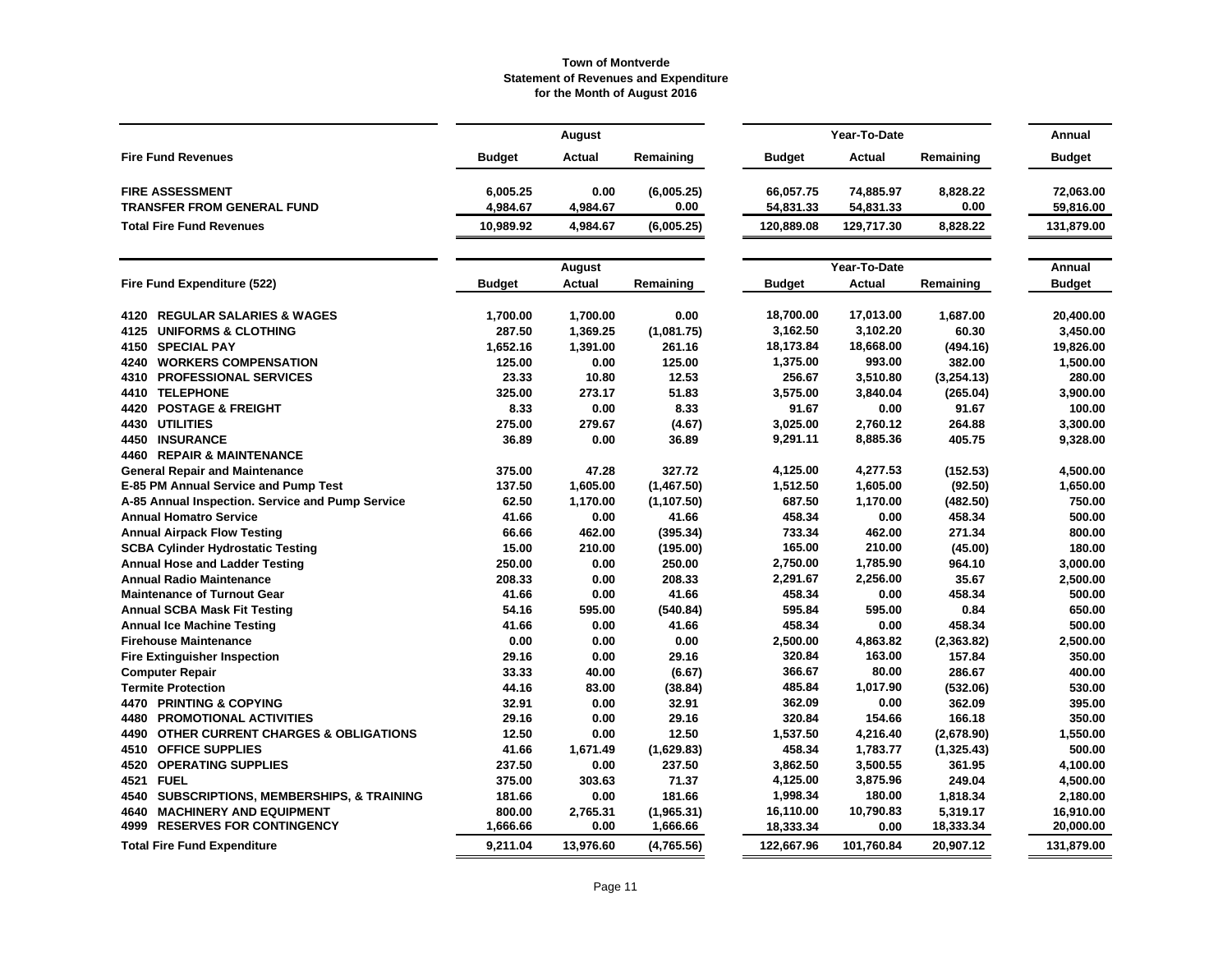**Town of Montverde**
**Statement of Revenues and Expenditure**
**for the Month of August 2016**

| | August | | | Year-To-Date | | | Annual |
|---|---|---|---|---|---|---|---|
| **Fire Fund Revenues** | **Budget** | **Actual** | **Remaining** | **Budget** | **Actual** | **Remaining** | **Budget** |
| FIRE ASSESSMENT | 6,005.25 | 0.00 | (6,005.25) | 66,057.75 | 74,885.97 | 8,828.22 | 72,063.00 |
| TRANSFER FROM GENERAL FUND | 4,984.67 | 4,984.67 | 0.00 | 54,831.33 | 54,831.33 | 0.00 | 59,816.00 |
| **Total Fire Fund Revenues** | 10,989.92 | 4,984.67 | (6,005.25) | 120,889.08 | 129,717.30 | 8,828.22 | 131,879.00 |

| | August | | | Year-To-Date | | | Annual |
|---|---|---|---|---|---|---|---|
| **Fire Fund Expenditure (522)** | **Budget** | **Actual** | **Remaining** | **Budget** | **Actual** | **Remaining** | **Budget** |
| 4120 REGULAR SALARIES & WAGES | 1,700.00 | 1,700.00 | 0.00 | 18,700.00 | 17,013.00 | 1,687.00 | 20,400.00 |
| 4125 UNIFORMS & CLOTHING | 287.50 | 1,369.25 | (1,081.75) | 3,162.50 | 3,102.20 | 60.30 | 3,450.00 |
| 4150 SPECIAL PAY | 1,652.16 | 1,391.00 | 261.16 | 18,173.84 | 18,668.00 | (494.16) | 19,826.00 |
| 4240 WORKERS COMPENSATION | 125.00 | 0.00 | 125.00 | 1,375.00 | 993.00 | 382.00 | 1,500.00 |
| 4310 PROFESSIONAL SERVICES | 23.33 | 10.80 | 12.53 | 256.67 | 3,510.80 | (3,254.13) | 280.00 |
| 4410 TELEPHONE | 325.00 | 273.17 | 51.83 | 3,575.00 | 3,840.04 | (265.04) | 3,900.00 |
| 4420 POSTAGE & FREIGHT | 8.33 | 0.00 | 8.33 | 91.67 | 0.00 | 91.67 | 100.00 |
| 4430 UTILITIES | 275.00 | 279.67 | (4.67) | 3,025.00 | 2,760.12 | 264.88 | 3,300.00 |
| 4450 INSURANCE | 36.89 | 0.00 | 36.89 | 9,291.11 | 8,885.36 | 405.75 | 9,328.00 |
| 4460 REPAIR & MAINTENANCE | | | | | | | |
| General Repair and Maintenance | 375.00 | 47.28 | 327.72 | 4,125.00 | 4,277.53 | (152.53) | 4,500.00 |
| E-85 PM Annual Service and Pump Test | 137.50 | 1,605.00 | (1,467.50) | 1,512.50 | 1,605.00 | (92.50) | 1,650.00 |
| A-85 Annual Inspection. Service and Pump Service | 62.50 | 1,170.00 | (1,107.50) | 687.50 | 1,170.00 | (482.50) | 750.00 |
| Annual Homatro Service | 41.66 | 0.00 | 41.66 | 458.34 | 0.00 | 458.34 | 500.00 |
| Annual Airpack Flow Testing | 66.66 | 462.00 | (395.34) | 733.34 | 462.00 | 271.34 | 800.00 |
| SCBA Cylinder Hydrostatic Testing | 15.00 | 210.00 | (195.00) | 165.00 | 210.00 | (45.00) | 180.00 |
| Annual Hose and Ladder Testing | 250.00 | 0.00 | 250.00 | 2,750.00 | 1,785.90 | 964.10 | 3,000.00 |
| Annual Radio Maintenance | 208.33 | 0.00 | 208.33 | 2,291.67 | 2,256.00 | 35.67 | 2,500.00 |
| Maintenance of Turnout Gear | 41.66 | 0.00 | 41.66 | 458.34 | 0.00 | 458.34 | 500.00 |
| Annual SCBA Mask Fit Testing | 54.16 | 595.00 | (540.84) | 595.84 | 595.00 | 0.84 | 650.00 |
| Annual Ice Machine Testing | 41.66 | 0.00 | 41.66 | 458.34 | 0.00 | 458.34 | 500.00 |
| Firehouse Maintenance | 0.00 | 0.00 | 0.00 | 2,500.00 | 4,863.82 | (2,363.82) | 2,500.00 |
| Fire Extinguisher Inspection | 29.16 | 0.00 | 29.16 | 320.84 | 163.00 | 157.84 | 350.00 |
| Computer Repair | 33.33 | 40.00 | (6.67) | 366.67 | 80.00 | 286.67 | 400.00 |
| Termite Protection | 44.16 | 83.00 | (38.84) | 485.84 | 1,017.90 | (532.06) | 530.00 |
| 4470 PRINTING & COPYING | 32.91 | 0.00 | 32.91 | 362.09 | 0.00 | 362.09 | 395.00 |
| 4480 PROMOTIONAL ACTIVITIES | 29.16 | 0.00 | 29.16 | 320.84 | 154.66 | 166.18 | 350.00 |
| 4490 OTHER CURRENT CHARGES & OBLIGATIONS | 12.50 | 0.00 | 12.50 | 1,537.50 | 4,216.40 | (2,678.90) | 1,550.00 |
| 4510 OFFICE SUPPLIES | 41.66 | 1,671.49 | (1,629.83) | 458.34 | 1,783.77 | (1,325.43) | 500.00 |
| 4520 OPERATING SUPPLIES | 237.50 | 0.00 | 237.50 | 3,862.50 | 3,500.55 | 361.95 | 4,100.00 |
| 4521 FUEL | 375.00 | 303.63 | 71.37 | 4,125.00 | 3,875.96 | 249.04 | 4,500.00 |
| 4540 SUBSCRIPTIONS, MEMBERSHIPS, & TRAINING | 181.66 | 0.00 | 181.66 | 1,998.34 | 180.00 | 1,818.34 | 2,180.00 |
| 4640 MACHINERY AND EQUIPMENT | 800.00 | 2,765.31 | (1,965.31) | 16,110.00 | 10,790.83 | 5,319.17 | 16,910.00 |
| 4999 RESERVES FOR CONTINGENCY | 1,666.66 | 0.00 | 1,666.66 | 18,333.34 | 0.00 | 18,333.34 | 20,000.00 |
| **Total Fire Fund Expenditure** | 9,211.04 | 13,976.60 | (4,765.56) | 122,667.96 | 101,760.84 | 20,907.12 | 131,879.00 |